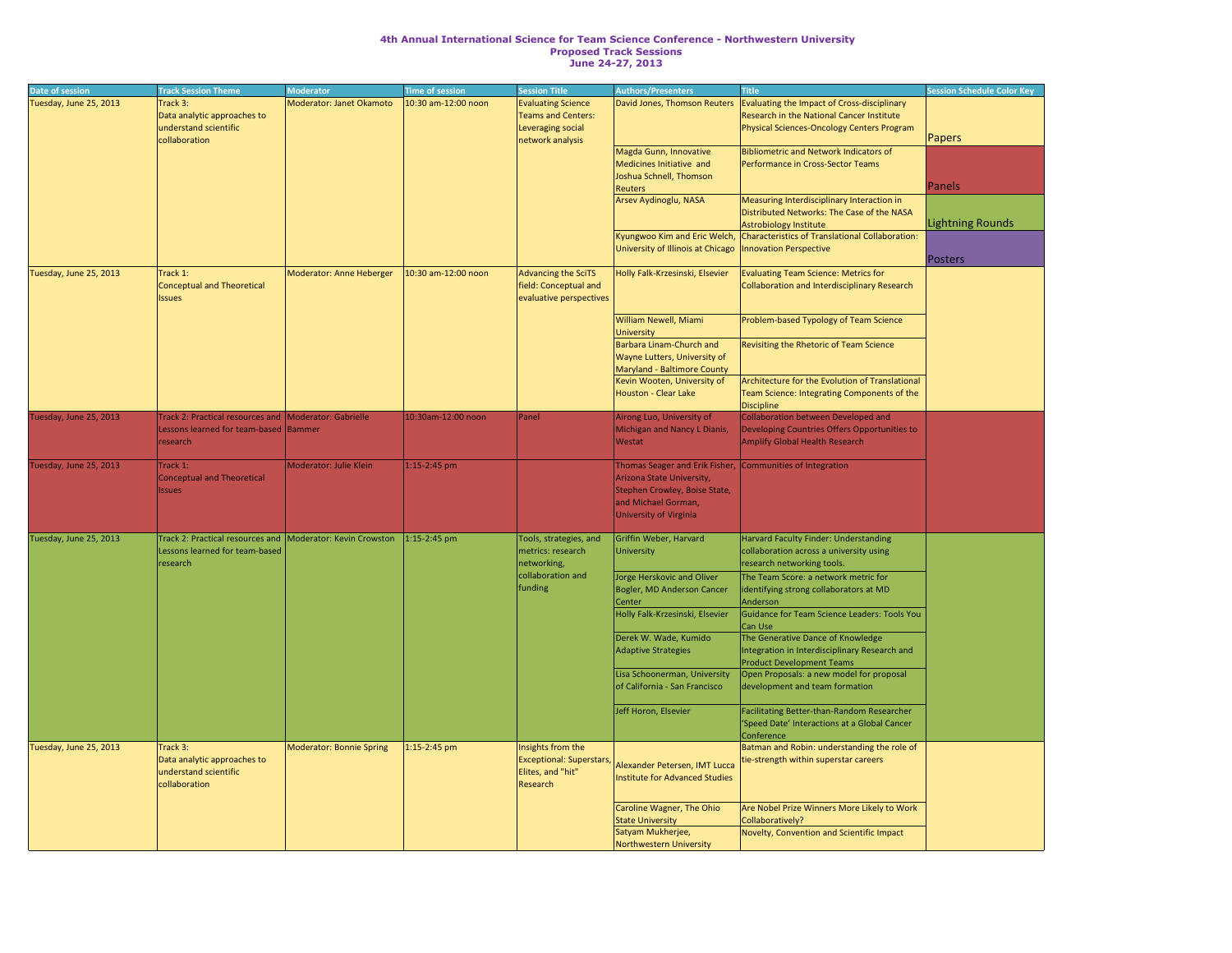# 4th Annual International Science for Team Science Conference - Northwestern University
## Proposed Track Sessions
## June 24-27, 2013

| Date of session | Track Session Theme | Moderator | Time of session | Session Title | Authors/Presenters | Title | Session Schedule Color Key |
|---|---|---|---|---|---|---|---|
| Tuesday, June 25, 2013 | Track 3: Data analytic approaches to understand scientific collaboration | Moderator: Janet Okamoto | 10:30 am-12:00 noon | Evaluating Science Teams and Centers: Leveraging social network analysis | David Jones, Thomson Reuters | Evaluating the Impact of Cross-disciplinary Research in the National Cancer Institute Physical Sciences-Oncology Centers Program | Papers |
| | | | | | Magda Gunn, Innovative Medicines Initiative and Joshua Schnell, Thomson Reuters | Bibliometric and Network Indicators of Performance in Cross-Sector Teams | Panels |
| | | | | | Arsev Aydinoglu, NASA | Measuring Interdisciplinary Interaction in Distributed Networks: The Case of the NASA Astrobiology Institute | Lightning Rounds |
| | | | | | Kyungwoo Kim and Eric Welch, University of Illinois at Chicago | Characteristics of Translational Collaboration: Innovation Perspective | Posters |
| Tuesday, June 25, 2013 | Track 1: Conceptual and Theoretical Issues | Moderator: Anne Heberger | 10:30 am-12:00 noon | Advancing the SciTS field: Conceptual and evaluative perspectives | Holly Falk-Krzesinski, Elsevier | Evaluating Team Science: Metrics for Collaboration and Interdisciplinary Research | |
| | | | | | William Newell, Miami University | Problem-based Typology of Team Science | |
| | | | | | Barbara Linam-Church and Wayne Lutters, University of Maryland - Baltimore County | Revisiting the Rhetoric of Team Science | |
| | | | | | Kevin Wooten, University of Houston - Clear Lake | Architecture for the Evolution of Translational Team Science: Integrating Components of the Discipline | |
| Tuesday, June 25, 2013 | Track 2: Practical resources and Lessons learned for team-based research | Moderator: Gabrielle Bammer | 10:30am-12:00 noon | Panel | Airong Luo, University of Michigan and Nancy L Dianis, Westat | Collaboration between Developed and Developing Countries Offers Opportunities to Amplify Global Health Research | |
| Tuesday, June 25, 2013 | Track 1: Conceptual and Theoretical Issues | Moderator: Julie Klein | 1:15-2:45 pm | | Thomas Seager and Erik Fisher, Arizona State University, Stephen Crowley, Boise State, and Michael Gorman, University of Virginia | Communities of Integration | |
| Tuesday, June 25, 2013 | Track 2: Practical resources and Lessons learned for team-based research | Moderator: Kevin Crowston | 1:15-2:45 pm | Tools, strategies, and metrics: research networking, collaboration and funding | Griffin Weber, Harvard University | Harvard Faculty Finder: Understanding collaboration across a university using research networking tools. | |
| | | | | | Jorge Herskovic and Oliver Bogler, MD Anderson Cancer Center | The Team Score: a network metric for identifying strong collaborators at MD Anderson | |
| | | | | | Holly Falk-Krzesinski, Elsevier | Guidance for Team Science Leaders: Tools You Can Use | |
| | | | | | Derek W. Wade, Kumido Adaptive Strategies | The Generative Dance of Knowledge Integration in Interdisciplinary Research and Product Development Teams | |
| | | | | | Lisa Schoonerman, University of California - San Francisco | Open Proposals: a new model for proposal development and team formation | |
| | | | | | Jeff Horon, Elsevier | Facilitating Better-than-Random Researcher 'Speed Date' Interactions at a Global Cancer Conference | |
| Tuesday, June 25, 2013 | Track 3: Data analytic approaches to understand scientific collaboration | Moderator: Bonnie Spring | 1:15-2:45 pm | Insights from the Exceptional: Superstars, Elites, and "hit" Research | Alexander Petersen, IMT Lucca Institute for Advanced Studies | Batman and Robin: understanding the role of tie-strength within superstar careers | |
| | | | | | Caroline Wagner, The Ohio State University | Are Nobel Prize Winners More Likely to Work Collaboratively? | |
| | | | | | Satyam Mukherjee, Northwestern University | Novelty, Convention and Scientific Impact | |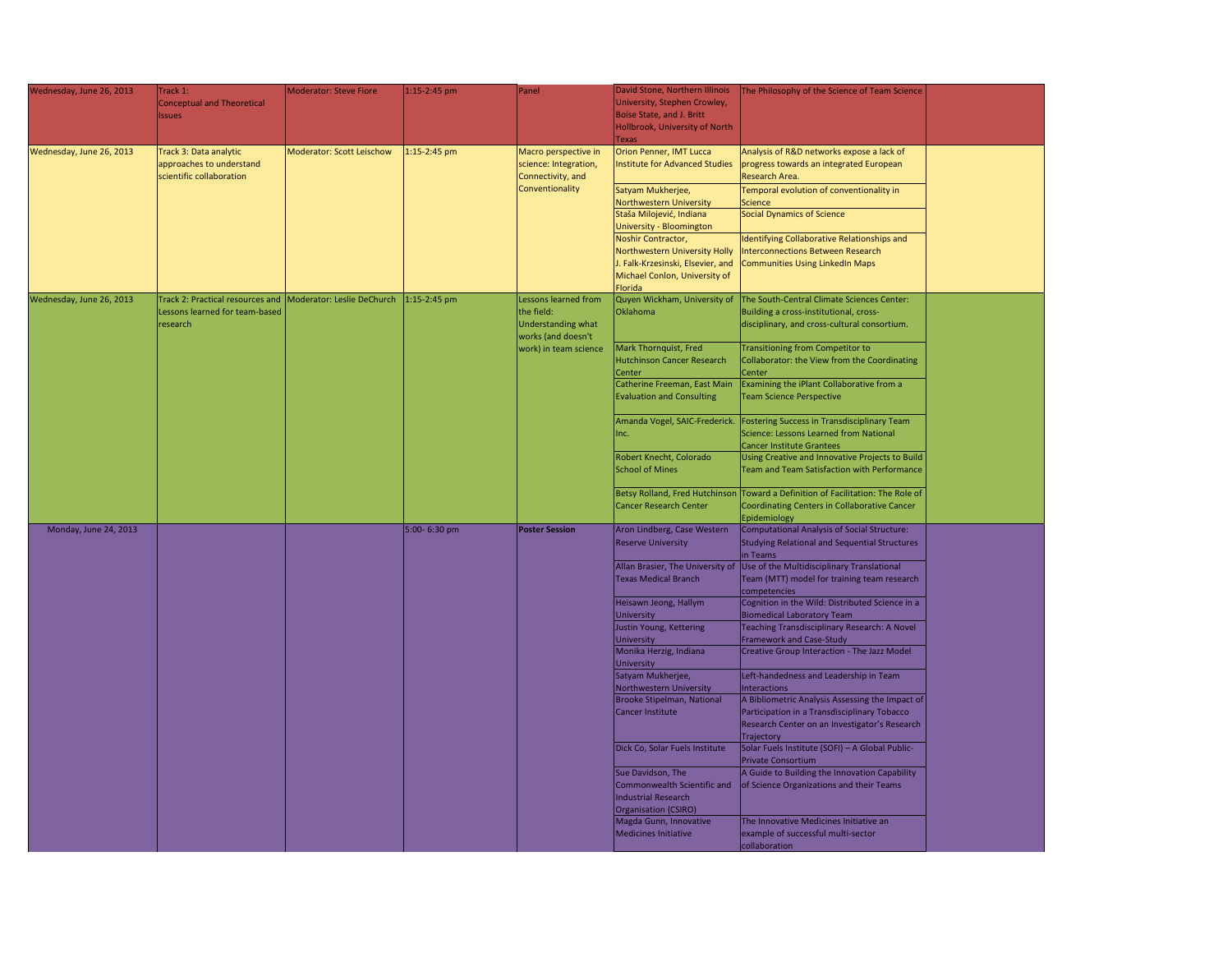| | | | | | | | |
|---|---|---|---|---|---|---|---|
| Wednesday, June 26, 2013 | Track 1: Conceptual and Theoretical Issues | Moderator: Steve Fiore | 1:15-2:45 pm | Panel | David Stone, Northern Illinois University, Stephen Crowley, Boise State, and J. Britt Hollbrook, University of North Texas | The Philosophy of the Science of Team Science | |
| Wednesday, June 26, 2013 | Track 3: Data analytic approaches to understand scientific collaboration | Moderator: Scott Leischow | 1:15-2:45 pm | Macro perspective in science: Integration, Connectivity, and Conventionality | Orion Penner, IMT Lucca Institute for Advanced Studies | Analysis of R&D networks expose a lack of progress towards an integrated European Research Area. | |
| | | | | | Satyam Mukherjee, Northwestern University | Temporal evolution of conventionality in Science | |
| | | | | | Staša Milojević, Indiana University - Bloomington | Social Dynamics of Science | |
| | | | | | Noshir Contractor, Northwestern University Holly J. Falk-Krzesinski, Elsevier, and Michael Conlon, University of Florida | Identifying Collaborative Relationships and Interconnections Between Research Communities Using LinkedIn Maps | |
| Wednesday, June 26, 2013 | Track 2: Practical resources and Lessons learned for team-based research | Moderator: Leslie DeChurch | 1:15-2:45 pm | Lessons learned from the field: Understanding what works (and doesn't work) in team science | Quyen Wickham, University of Oklahoma | The South-Central Climate Sciences Center: Building a cross-institutional, cross-disciplinary, and cross-cultural consortium. | |
| | | | | | Mark Thornquist, Fred Hutchinson Cancer Research Center | Transitioning from Competitor to Collaborator: the View from the Coordinating Center | |
| | | | | | Catherine Freeman, East Main Evaluation and Consulting | Examining the iPlant Collaborative from a Team Science Perspective | |
| | | | | | Amanda Vogel, SAIC-Frederick. Inc. | Fostering Success in Transdisciplinary Team Science: Lessons Learned from National Cancer Institute Grantees | |
| | | | | | Robert Knecht, Colorado School of Mines | Using Creative and Innovative Projects to Build Team and Team Satisfaction with Performance | |
| | | | | | Betsy Rolland, Fred Hutchinson Cancer Research Center | Toward a Definition of Facilitation: The Role of Coordinating Centers in Collaborative Cancer Epidemiology | |
| Monday, June 24, 2013 | | | 5:00- 6:30 pm | **Poster Session** | Aron Lindberg, Case Western Reserve University | Computational Analysis of Social Structure: Studying Relational and Sequential Structures in Teams | |
| | | | | | Allan Brasier, The University of Texas Medical Branch | Use of the Multidisciplinary Translational Team (MTT) model for training team research competencies | |
| | | | | | Heisawn Jeong, Hallym University | Cognition in the Wild: Distributed Science in a Biomedical Laboratory Team | |
| | | | | | Justin Young, Kettering University | Teaching Transdisciplinary Research: A Novel Framework and Case-Study | |
| | | | | | Monika Herzig, Indiana University | Creative Group Interaction - The Jazz Model | |
| | | | | | Satyam Mukherjee, Northwestern University | Left-handedness and Leadership in Team Interactions | |
| | | | | | Brooke Stipelman, National Cancer Institute | A Bibliometric Analysis Assessing the Impact of Participation in a Transdisciplinary Tobacco Research Center on an Investigator's Research Trajectory | |
| | | | | | Dick Co, Solar Fuels Institute | Solar Fuels Institute (SOFI) – A Global Public-Private Consortium | |
| | | | | | Sue Davidson, The Commonwealth Scientific and Industrial Research Organisation (CSIRO) | A Guide to Building the Innovation Capability of Science Organizations and their Teams | |
| | | | | | Magda Gunn, Innovative Medicines Initiative | The Innovative Medicines Initiative an example of successful multi-sector collaboration | |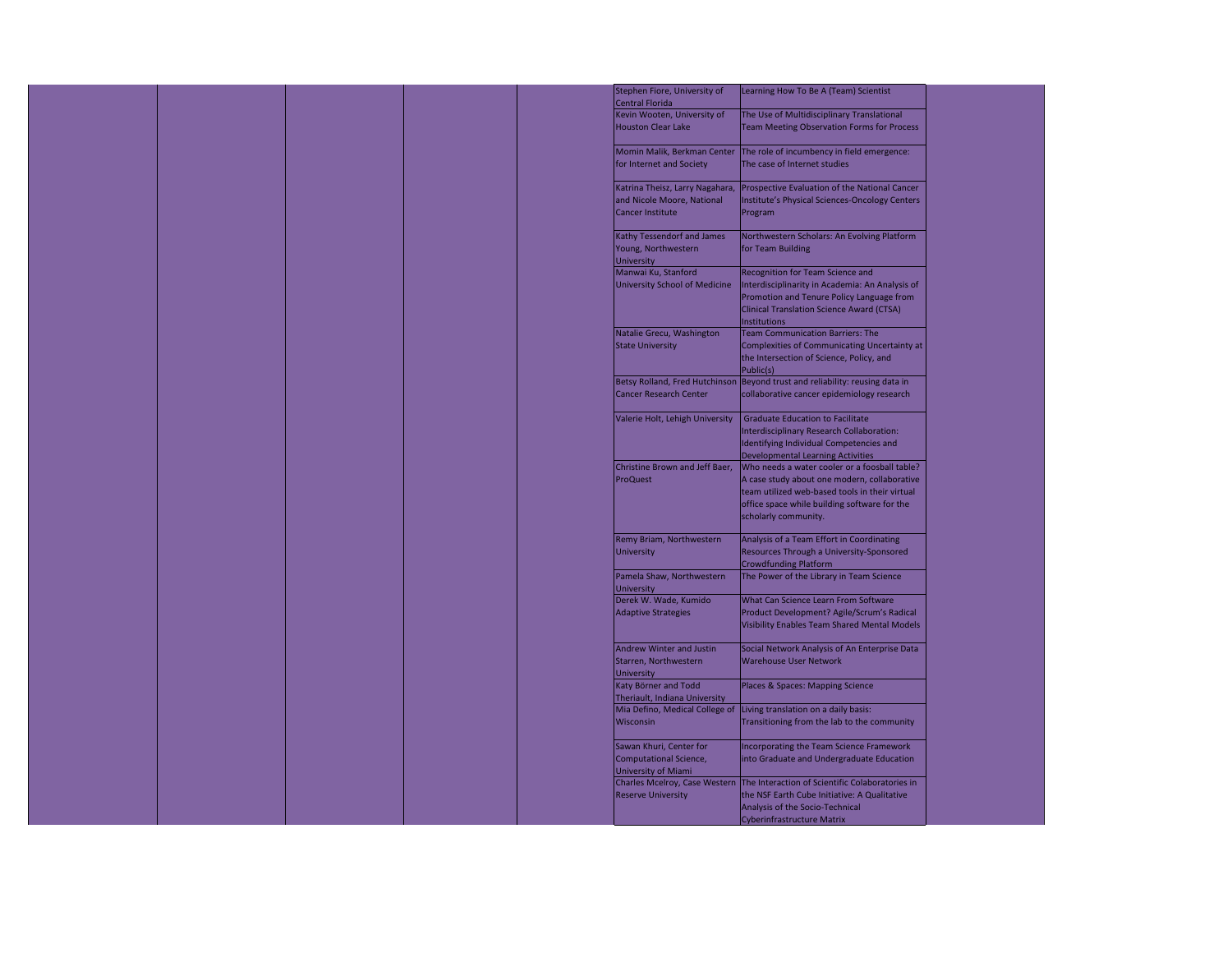| | | | | | | | |
|---|---|---|---|---|---|---|---|
| | | | | | Stephen Fiore, University of Central Florida | Learning How To Be A (Team) Scientist | |
| | | | | | Kevin Wooten, University of Houston Clear Lake | The Use of Multidisciplinary Translational Team Meeting Observation Forms for Process | |
| | | | | | Momin Malik, Berkman Center for Internet and Society | The role of incumbency in field emergence: The case of Internet studies | |
| | | | | | Katrina Theisz, Larry Nagahara, and Nicole Moore, National Cancer Institute | Prospective Evaluation of the National Cancer Institute's Physical Sciences-Oncology Centers Program | |
| | | | | | Kathy Tessendorf and James Young, Northwestern University | Northwestern Scholars: An Evolving Platform for Team Building | |
| | | | | | Manwai Ku, Stanford University School of Medicine | Recognition for Team Science and Interdisciplinarity in Academia: An Analysis of Promotion and Tenure Policy Language from Clinical Translation Science Award (CTSA) Institutions | |
| | | | | | Natalie Grecu, Washington State University | Team Communication Barriers: The Complexities of Communicating Uncertainty at the Intersection of Science, Policy, and Public(s) | |
| | | | | | Betsy Rolland, Fred Hutchinson Cancer Research Center | Beyond trust and reliability: reusing data in collaborative cancer epidemiology research | |
| | | | | | Valerie Holt, Lehigh University | Graduate Education to Facilitate Interdisciplinary Research Collaboration: Identifying Individual Competencies and Developmental Learning Activities | |
| | | | | | Christine Brown and Jeff Baer, ProQuest | Who needs a water cooler or a foosball table? A case study about one modern, collaborative team utilized web-based tools in their virtual office space while building software for the scholarly community. | |
| | | | | | Remy Briam, Northwestern University | Analysis of a Team Effort in Coordinating Resources Through a University-Sponsored Crowdfunding Platform | |
| | | | | | Pamela Shaw, Northwestern University | The Power of the Library in Team Science | |
| | | | | | Derek W. Wade, Kumido Adaptive Strategies | What Can Science Learn From Software Product Development? Agile/Scrum's Radical Visibility Enables Team Shared Mental Models | |
| | | | | | Andrew Winter and Justin Starren, Northwestern University | Social Network Analysis of An Enterprise Data Warehouse User Network | |
| | | | | | Katy Börner and Todd Theriault, Indiana University | Places & Spaces: Mapping Science | |
| | | | | | Mia Defino, Medical College of Wisconsin | Living translation on a daily basis: Transitioning from the lab to the community | |
| | | | | | Sawan Khuri, Center for Computational Science, University of Miami | Incorporating the Team Science Framework into Graduate and Undergraduate Education | |
| | | | | | Charles Mcelroy, Case Western Reserve University | The Interaction of Scientific Colaboratories in the NSF Earth Cube Initiative: A Qualitative Analysis of the Socio-Technical Cyberinfrastructure Matrix | |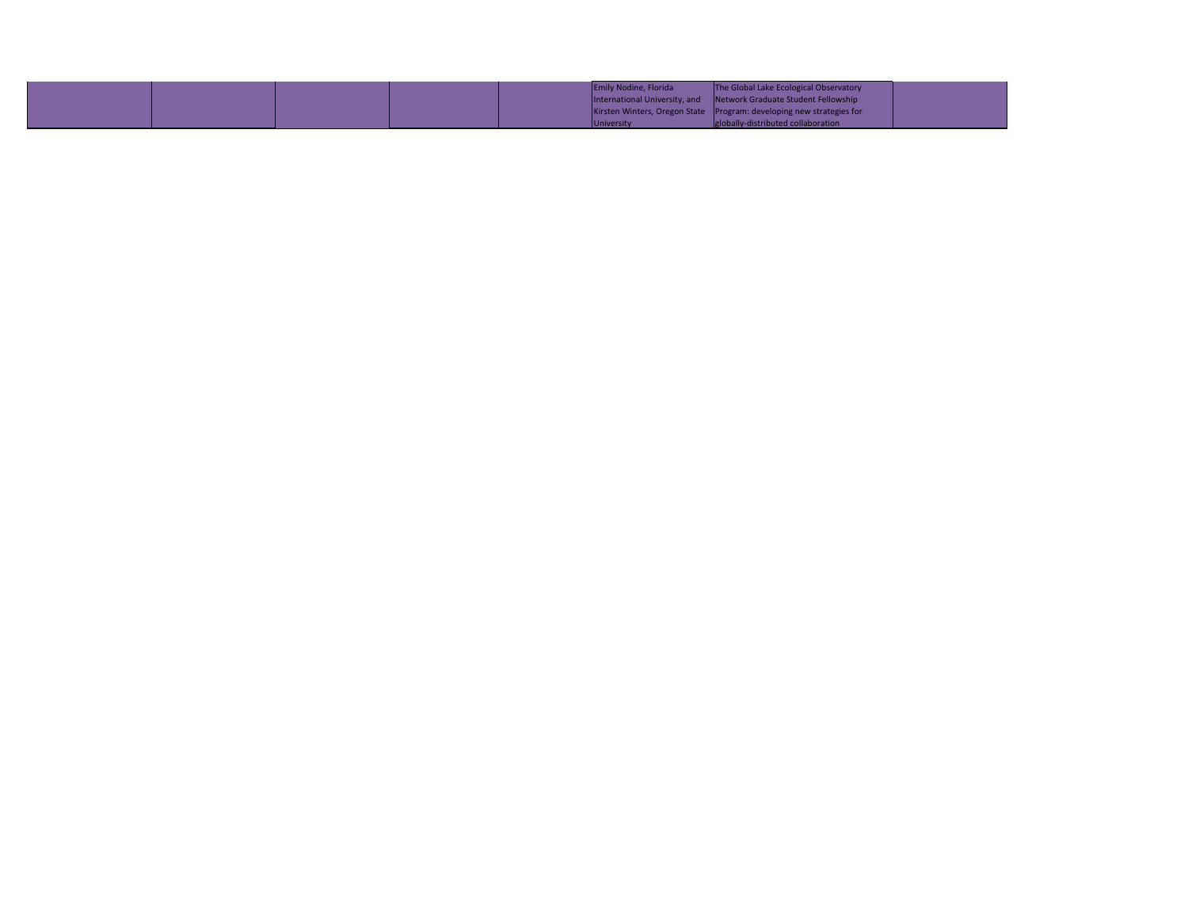| | | | | | | | |
|---|---|---|---|---|---|---|---|
| | | | | | Emily Nodine, Florida International University, and Kirsten Winters, Oregon State University | The Global Lake Ecological Observatory Network Graduate Student Fellowship Program: developing new strategies for globally-distributed collaboration | |